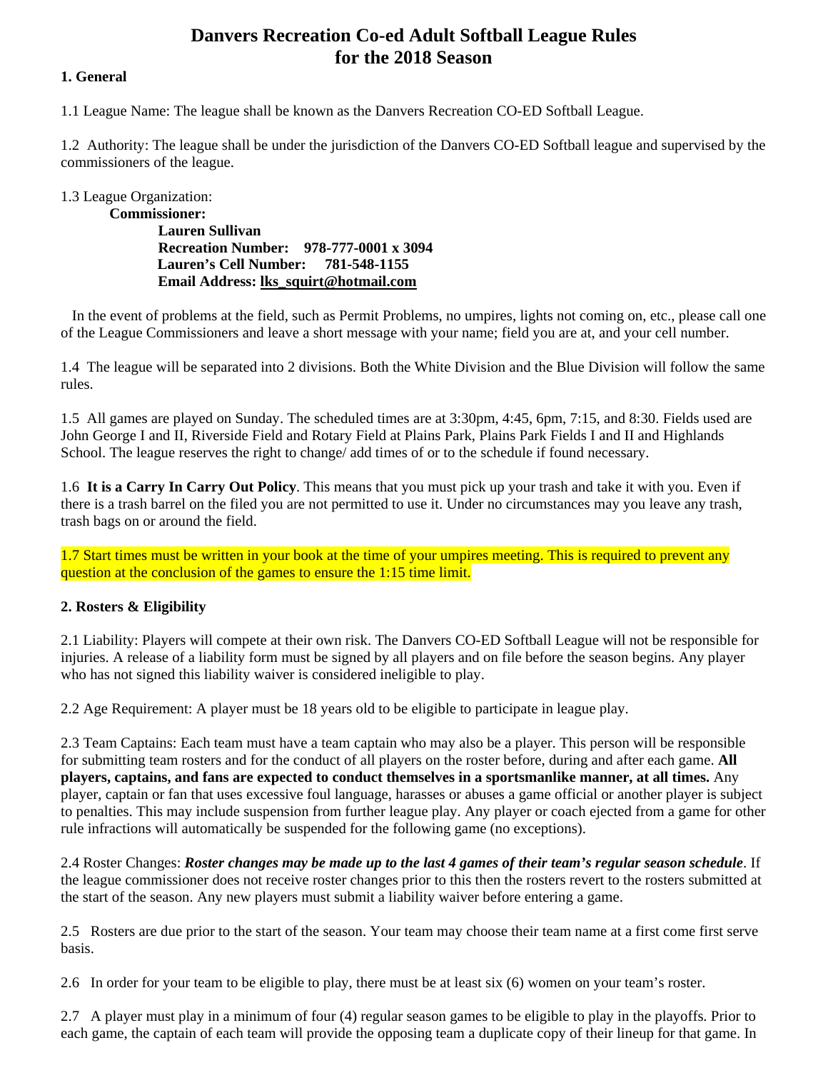# Danvers Recreation Co-ed Adult Softball League Rules for the 2018 Season

## 1. General

1.1 League Name: The league shall be known as the Danvers Recreation CO-ED Softball League.

1.2 Authority: The league shall be under the jurisdiction of the Danvers CO-ED Softball league and supervised by the commissioners of the league.

1.3 League Organization:

**Commissioner:**

**Lauren Sullivan**
**Recreation Number: 978-777-0001 x 3094**
**Lauren's Cell Number: 781-548-1155**
**Email Address: lks_squirt@hotmail.com**

In the event of problems at the field, such as Permit Problems, no umpires, lights not coming on, etc., please call one of the League Commissioners and leave a short message with your name; field you are at, and your cell number.

1.4 The league will be separated into 2 divisions. Both the White Division and the Blue Division will follow the same rules.

1.5 All games are played on Sunday. The scheduled times are at 3:30pm, 4:45, 6pm, 7:15, and 8:30. Fields used are John George I and II, Riverside Field and Rotary Field at Plains Park, Plains Park Fields I and II and Highlands School. The league reserves the right to change/ add times of or to the schedule if found necessary.

1.6 **It is a Carry In Carry Out Policy**. This means that you must pick up your trash and take it with you. Even if there is a trash barrel on the filed you are not permitted to use it. Under no circumstances may you leave any trash, trash bags on or around the field.

1.7 Start times must be written in your book at the time of your umpires meeting. This is required to prevent any question at the conclusion of the games to ensure the 1:15 time limit.

## 2. Rosters & Eligibility

2.1 Liability: Players will compete at their own risk. The Danvers CO-ED Softball League will not be responsible for injuries. A release of a liability form must be signed by all players and on file before the season begins. Any player who has not signed this liability waiver is considered ineligible to play.

2.2 Age Requirement: A player must be 18 years old to be eligible to participate in league play.

2.3 Team Captains: Each team must have a team captain who may also be a player. This person will be responsible for submitting team rosters and for the conduct of all players on the roster before, during and after each game. **All players, captains, and fans are expected to conduct themselves in a sportsmanlike manner, at all times.** Any player, captain or fan that uses excessive foul language, harasses or abuses a game official or another player is subject to penalties. This may include suspension from further league play. Any player or coach ejected from a game for other rule infractions will automatically be suspended for the following game (no exceptions).

2.4 Roster Changes: ***Roster changes may be made up to the last 4 games of their team's regular season schedule***. If the league commissioner does not receive roster changes prior to this then the rosters revert to the rosters submitted at the start of the season. Any new players must submit a liability waiver before entering a game.

2.5 Rosters are due prior to the start of the season. Your team may choose their team name at a first come first serve basis.

2.6 In order for your team to be eligible to play, there must be at least six (6) women on your team's roster.

2.7 A player must play in a minimum of four (4) regular season games to be eligible to play in the playoffs. Prior to each game, the captain of each team will provide the opposing team a duplicate copy of their lineup for that game. In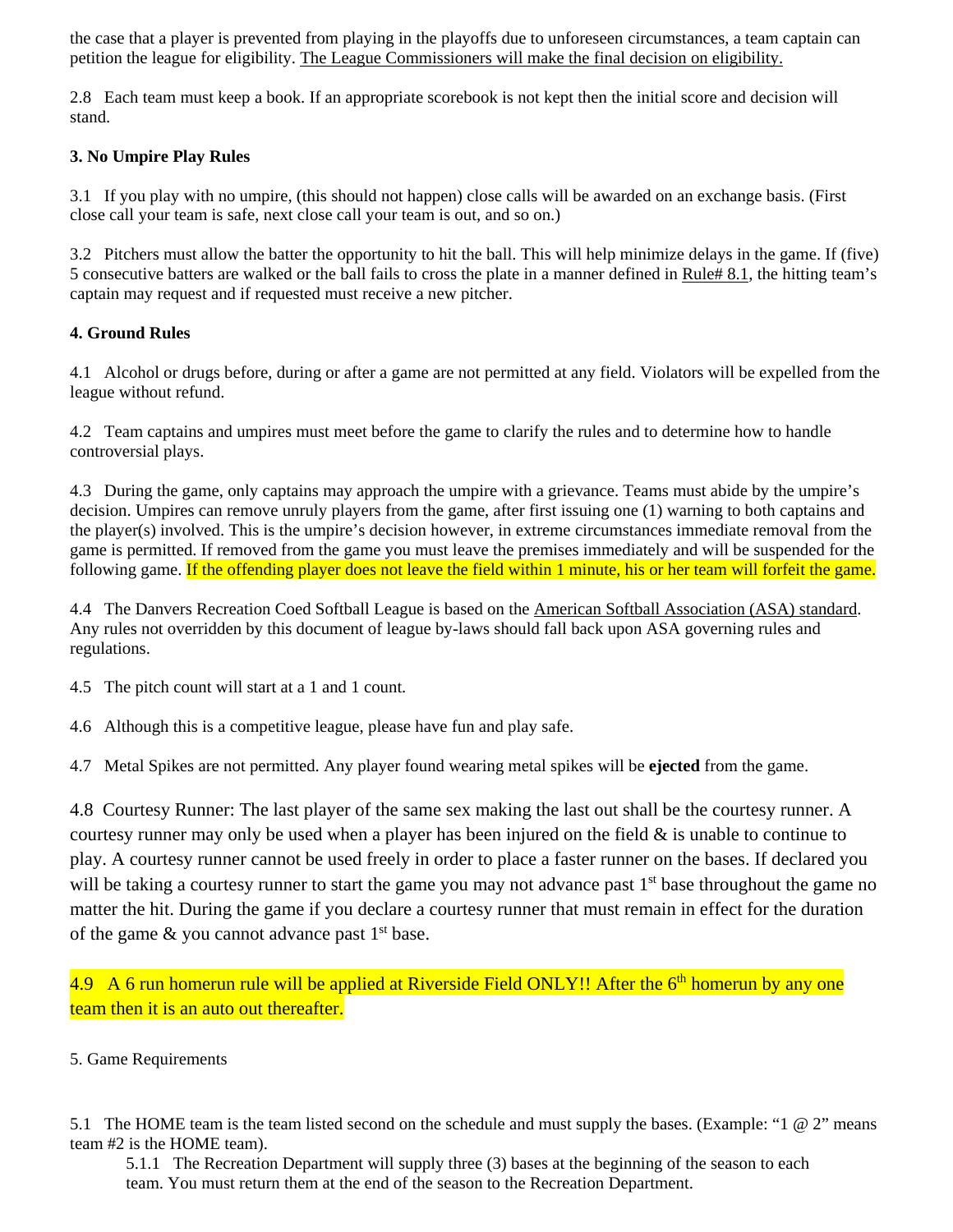the case that a player is prevented from playing in the playoffs due to unforeseen circumstances, a team captain can petition the league for eligibility. The League Commissioners will make the final decision on eligibility.

2.8 Each team must keep a book. If an appropriate scorebook is not kept then the initial score and decision will stand.

**3. No Umpire Play Rules**

3.1 If you play with no umpire, (this should not happen) close calls will be awarded on an exchange basis. (First close call your team is safe, next close call your team is out, and so on.)

3.2 Pitchers must allow the batter the opportunity to hit the ball. This will help minimize delays in the game. If (five) 5 consecutive batters are walked or the ball fails to cross the plate in a manner defined in Rule# 8.1, the hitting team's captain may request and if requested must receive a new pitcher.

**4. Ground Rules**

4.1 Alcohol or drugs before, during or after a game are not permitted at any field. Violators will be expelled from the league without refund.

4.2 Team captains and umpires must meet before the game to clarify the rules and to determine how to handle controversial plays.

4.3 During the game, only captains may approach the umpire with a grievance. Teams must abide by the umpire's decision. Umpires can remove unruly players from the game, after first issuing one (1) warning to both captains and the player(s) involved. This is the umpire's decision however, in extreme circumstances immediate removal from the game is permitted. If removed from the game you must leave the premises immediately and will be suspended for the following game. If the offending player does not leave the field within 1 minute, his or her team will forfeit the game.

4.4 The Danvers Recreation Coed Softball League is based on the American Softball Association (ASA) standard. Any rules not overridden by this document of league by-laws should fall back upon ASA governing rules and regulations.

4.5 The pitch count will start at a 1 and 1 count.

4.6 Although this is a competitive league, please have fun and play safe.

4.7 Metal Spikes are not permitted. Any player found wearing metal spikes will be **ejected** from the game.

4.8 Courtesy Runner: The last player of the same sex making the last out shall be the courtesy runner. A courtesy runner may only be used when a player has been injured on the field & is unable to continue to play. A courtesy runner cannot be used freely in order to place a faster runner on the bases. If declared you will be taking a courtesy runner to start the game you may not advance past 1st base throughout the game no matter the hit. During the game if you declare a courtesy runner that must remain in effect for the duration of the game & you cannot advance past 1st base.

4.9 A 6 run homerun rule will be applied at Riverside Field ONLY!! After the 6th homerun by any one team then it is an auto out thereafter.

5. Game Requirements

5.1 The HOME team is the team listed second on the schedule and must supply the bases. (Example: "1 @ 2" means team #2 is the HOME team).

5.1.1 The Recreation Department will supply three (3) bases at the beginning of the season to each team. You must return them at the end of the season to the Recreation Department.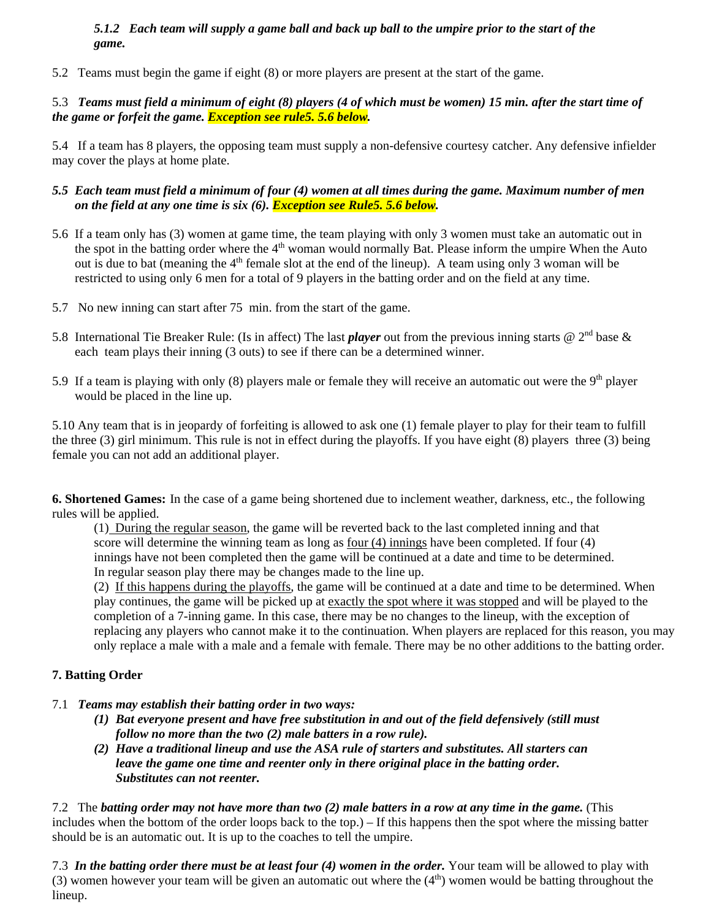*5.1.2 Each team will supply a game ball and back up ball to the umpire prior to the start of the game.*

5.2 Teams must begin the game if eight (8) or more players are present at the start of the game.

5.3 ***Teams must field a minimum of eight (8) players (4 of which must be women) 15 min. after the start time of the game or forfeit the game. Exception see rule5. 5.6 below.***

5.4 If a team has 8 players, the opposing team must supply a non-defensive courtesy catcher. Any defensive infielder may cover the plays at home plate.

***5.5 Each team must field a minimum of four (4) women at all times during the game. Maximum number of men on the field at any one time is six (6). Exception see Rule5. 5.6 below.***

5.6 If a team only has (3) women at game time, the team playing with only 3 women must take an automatic out in the spot in the batting order where the 4th woman would normally Bat. Please inform the umpire When the Auto out is due to bat (meaning the 4th female slot at the end of the lineup). A team using only 3 woman will be restricted to using only 6 men for a total of 9 players in the batting order and on the field at any time.

5.7 No new inning can start after 75 min. from the start of the game.

5.8 International Tie Breaker Rule: (Is in affect) The last ***player*** out from the previous inning starts @ 2nd base & each team plays their inning (3 outs) to see if there can be a determined winner.

5.9 If a team is playing with only (8) players male or female they will receive an automatic out were the 9th player would be placed in the line up.

5.10 Any team that is in jeopardy of forfeiting is allowed to ask one (1) female player to play for their team to fulfill the three (3) girl minimum. This rule is not in effect during the playoffs. If you have eight (8) players three (3) being female you can not add an additional player.

**6. Shortened Games:** In the case of a game being shortened due to inclement weather, darkness, etc., the following rules will be applied.

(1) During the regular season, the game will be reverted back to the last completed inning and that score will determine the winning team as long as four (4) innings have been completed. If four (4) innings have not been completed then the game will be continued at a date and time to be determined. In regular season play there may be changes made to the line up.

(2) If this happens during the playoffs, the game will be continued at a date and time to be determined. When play continues, the game will be picked up at exactly the spot where it was stopped and will be played to the completion of a 7-inning game. In this case, there may be no changes to the lineup, with the exception of replacing any players who cannot make it to the continuation. When players are replaced for this reason, you may only replace a male with a male and a female with female. There may be no other additions to the batting order.

**7. Batting Order**

7.1 ***Teams may establish their batting order in two ways:***

***(1) Bat everyone present and have free substitution in and out of the field defensively (still must follow no more than the two (2) male batters in a row rule).***

***(2) Have a traditional lineup and use the ASA rule of starters and substitutes. All starters can leave the game one time and reenter only in there original place in the batting order. Substitutes can not reenter.***

7.2 The ***batting order may not have more than two (2) male batters in a row at any time in the game.*** (This includes when the bottom of the order loops back to the top.) – If this happens then the spot where the missing batter should be is an automatic out. It is up to the coaches to tell the umpire.

7.3 ***In the batting order there must be at least four (4) women in the order.*** Your team will be allowed to play with (3) women however your team will be given an automatic out where the (4th) women would be batting throughout the lineup.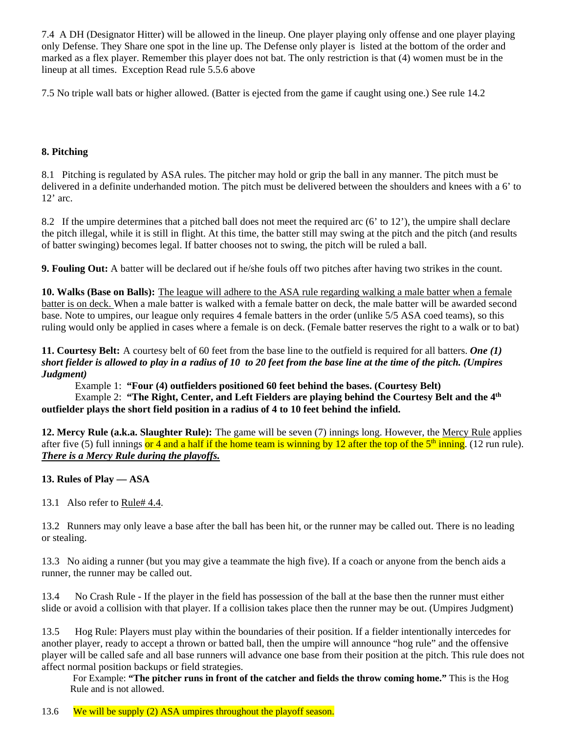7.4 A DH (Designator Hitter) will be allowed in the lineup. One player playing only offense and one player playing only Defense. They Share one spot in the line up. The Defense only player is listed at the bottom of the order and marked as a flex player. Remember this player does not bat. The only restriction is that (4) women must be in the lineup at all times. Exception Read rule 5.5.6 above

7.5 No triple wall bats or higher allowed. (Batter is ejected from the game if caught using one.) See rule 14.2

**8. Pitching**

8.1 Pitching is regulated by ASA rules. The pitcher may hold or grip the ball in any manner. The pitch must be delivered in a definite underhanded motion. The pitch must be delivered between the shoulders and knees with a 6' to 12' arc.

8.2 If the umpire determines that a pitched ball does not meet the required arc (6' to 12'), the umpire shall declare the pitch illegal, while it is still in flight. At this time, the batter still may swing at the pitch and the pitch (and results of batter swinging) becomes legal. If batter chooses not to swing, the pitch will be ruled a ball.

**9. Fouling Out:** A batter will be declared out if he/she fouls off two pitches after having two strikes in the count.

**10. Walks (Base on Balls):** <u>The league will adhere to the ASA rule regarding walking a male batter when a female batter is on deck.</u> When a male batter is walked with a female batter on deck, the male batter will be awarded second base. Note to umpires, our league only requires 4 female batters in the order (unlike 5/5 ASA coed teams), so this ruling would only be applied in cases where a female is on deck. (Female batter reserves the right to a walk or to bat)

**11. Courtesy Belt:** A courtesy belt of 60 feet from the base line to the outfield is required for all batters. ***One (1) short fielder is allowed to play in a radius of 10 to 20 feet from the base line at the time of the pitch. (Umpires Judgment)***

Example 1: **"Four (4) outfielders positioned 60 feet behind the bases. (Courtesy Belt)**

Example 2: **"The Right, Center, and Left Fielders are playing behind the Courtesy Belt and the 4th outfielder plays the short field position in a radius of 4 to 10 feet behind the infield.**

**12. Mercy Rule (a.k.a. Slaughter Rule):** The game will be seven (7) innings long. However, the <u>Mercy Rule</u> applies after five (5) full innings or 4 and a half if the home team is winning by 12 after the top of the 5th inning. (12 run rule). ***<u>There is a Mercy Rule during the playoffs.</u>***

**13. Rules of Play — ASA**

13.1 Also refer to <u>Rule# 4.4</u>.

13.2 Runners may only leave a base after the ball has been hit, or the runner may be called out. There is no leading or stealing.

13.3 No aiding a runner (but you may give a teammate the high five). If a coach or anyone from the bench aids a runner, the runner may be called out.

13.4 No Crash Rule - If the player in the field has possession of the ball at the base then the runner must either slide or avoid a collision with that player. If a collision takes place then the runner may be out. (Umpires Judgment)

13.5 Hog Rule: Players must play within the boundaries of their position. If a fielder intentionally intercedes for another player, ready to accept a thrown or batted ball, then the umpire will announce "hog rule" and the offensive player will be called safe and all base runners will advance one base from their position at the pitch. This rule does not affect normal position backups or field strategies.

For Example: **"The pitcher runs in front of the catcher and fields the throw coming home."** This is the Hog Rule and is not allowed.

13.6 We will be supply (2) ASA umpires throughout the playoff season.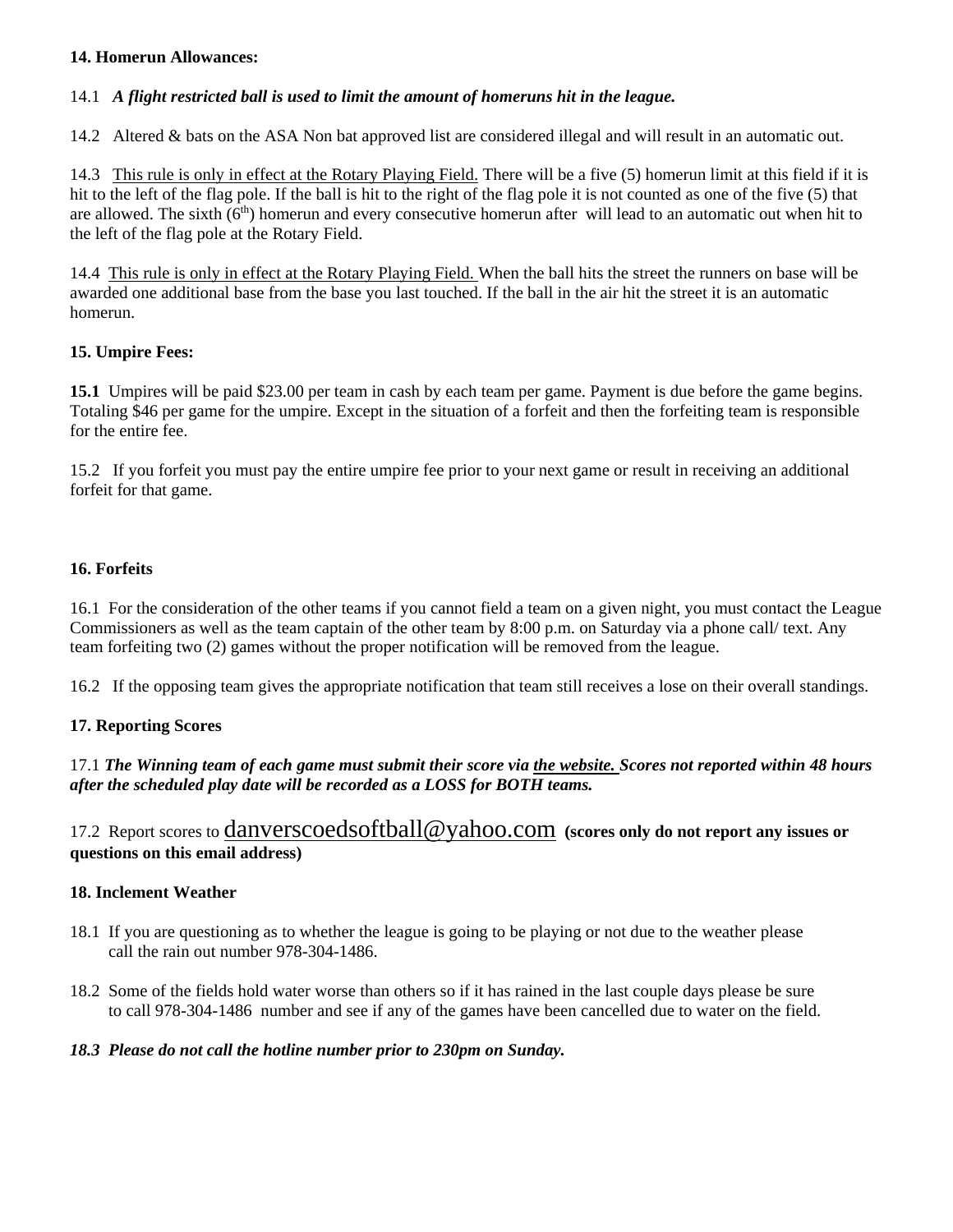**14. Homerun Allowances:**

14.1 ***A flight restricted ball is used to limit the amount of homeruns hit in the league.***

14.2 Altered & bats on the ASA Non bat approved list are considered illegal and will result in an automatic out.

14.3 <u>This rule is only in effect at the Rotary Playing Field.</u> There will be a five (5) homerun limit at this field if it is hit to the left of the flag pole. If the ball is hit to the right of the flag pole it is not counted as one of the five (5) that are allowed. The sixth (6th) homerun and every consecutive homerun after will lead to an automatic out when hit to the left of the flag pole at the Rotary Field.

14.4 <u>This rule is only in effect at the Rotary Playing Field.</u> When the ball hits the street the runners on base will be awarded one additional base from the base you last touched. If the ball in the air hit the street it is an automatic homerun.

**15. Umpire Fees:**

**15.1** Umpires will be paid $23.00 per team in cash by each team per game. Payment is due before the game begins. Totaling $46 per game for the umpire. Except in the situation of a forfeit and then the forfeiting team is responsible for the entire fee.

15.2 If you forfeit you must pay the entire umpire fee prior to your next game or result in receiving an additional forfeit for that game.

**16. Forfeits**

16.1 For the consideration of the other teams if you cannot field a team on a given night, you must contact the League Commissioners as well as the team captain of the other team by 8:00 p.m. on Saturday via a phone call/ text. Any team forfeiting two (2) games without the proper notification will be removed from the league.

16.2 If the opposing team gives the appropriate notification that team still receives a lose on their overall standings.

**17. Reporting Scores**

17.1 ***The Winning team of each game must submit their score via <u>the website.</u> Scores not reported within 48 hours after the scheduled play date will be recorded as a LOSS for BOTH teams.***

17.2 Report scores to <u>danverscoedsoftball@yahoo.com</u> **(scores only do not report any issues or questions on this email address)**

**18. Inclement Weather**

18.1 If you are questioning as to whether the league is going to be playing or not due to the weather please call the rain out number 978-304-1486.

18.2 Some of the fields hold water worse than others so if it has rained in the last couple days please be sure to call 978-304-1486 number and see if any of the games have been cancelled due to water on the field.

***18.3 Please do not call the hotline number prior to 230pm on Sunday.***